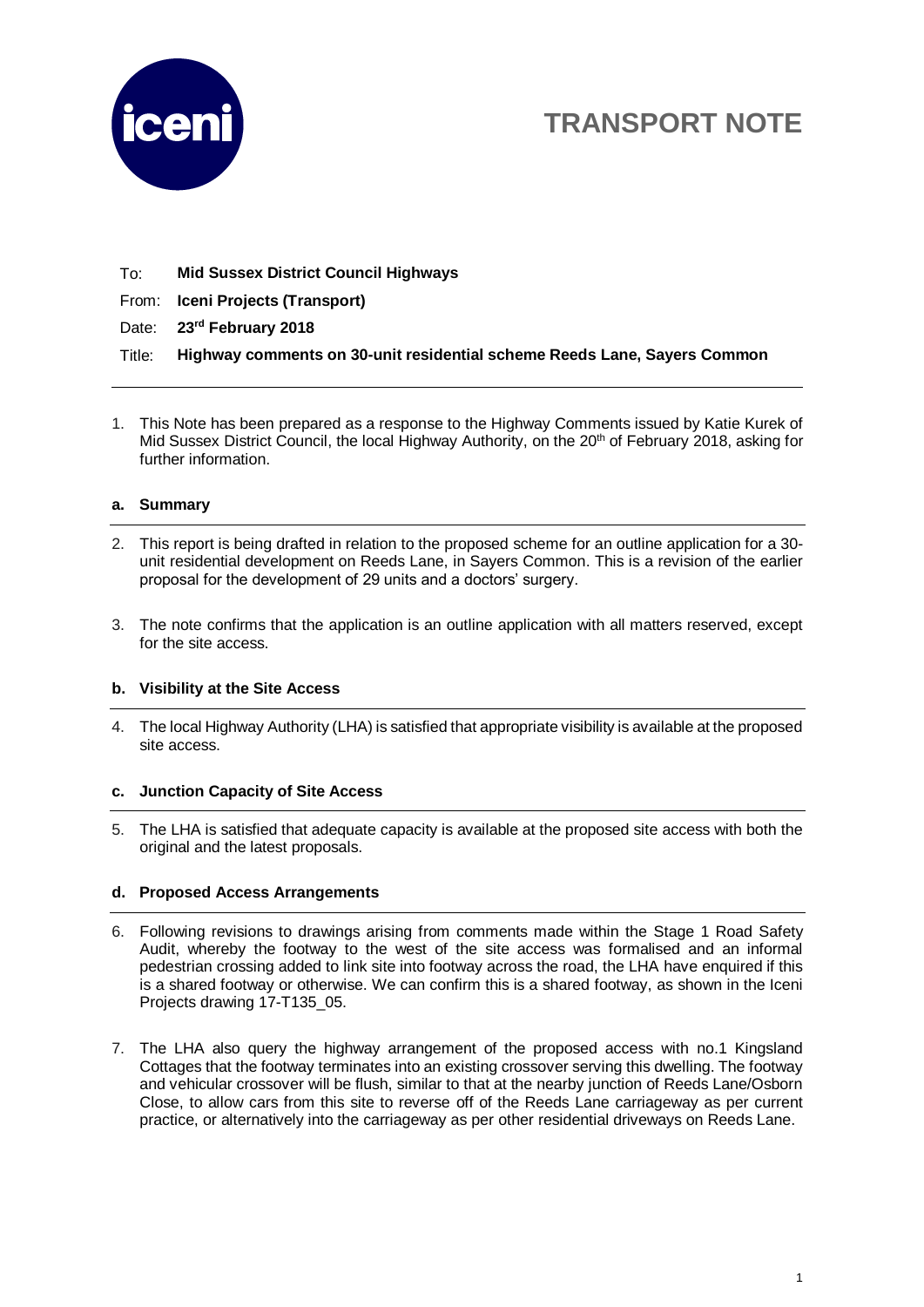# TRANSPORT NOTE

To: **Mid Sussex District Council Highways**

From: **Iceni Projects (Transport)**

Date: **23rd February 2018**

Title: **Highway comments on 30-unit residential scheme Reeds Lane, Sayers Common**

---

1. This Note has been prepared as a response to the Highway Comments issued by Katie Kurek of Mid Sussex District Council, the local Highway Authority, on the 20th of February 2018, asking for further information.

## a. Summary

2. This report is being drafted in relation to the proposed scheme for an outline application for a 30-unit residential development on Reeds Lane, in Sayers Common. This is a revision of the earlier proposal for the development of 29 units and a doctors' surgery.

3. The note confirms that the application is an outline application with all matters reserved, except for the site access.

## b. Visibility at the Site Access

4. The local Highway Authority (LHA) is satisfied that appropriate visibility is available at the proposed site access.

## c. Junction Capacity of Site Access

5. The LHA is satisfied that adequate capacity is available at the proposed site access with both the original and the latest proposals.

## d. Proposed Access Arrangements

6. Following revisions to drawings arising from comments made within the Stage 1 Road Safety Audit, whereby the footway to the west of the site access was formalised and an informal pedestrian crossing added to link site into footway across the road, the LHA have enquired if this is a shared footway or otherwise. We can confirm this is a shared footway, as shown in the Iceni Projects drawing 17-T135_05.

7. The LHA also query the highway arrangement of the proposed access with no.1 Kingsland Cottages that the footway terminates into an existing crossover serving this dwelling. The footway and vehicular crossover will be flush, similar to that at the nearby junction of Reeds Lane/Osborn Close, to allow cars from this site to reverse off of the Reeds Lane carriageway as per current practice, or alternatively into the carriageway as per other residential driveways on Reeds Lane.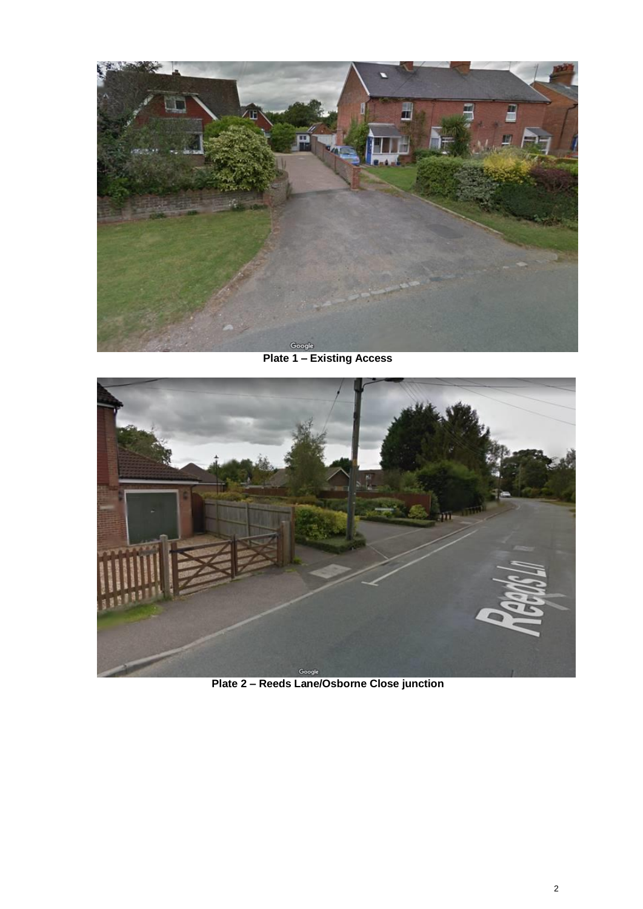**Plate 1 – Existing Access**

**Plate 2 – Reeds Lane/Osborne Close junction**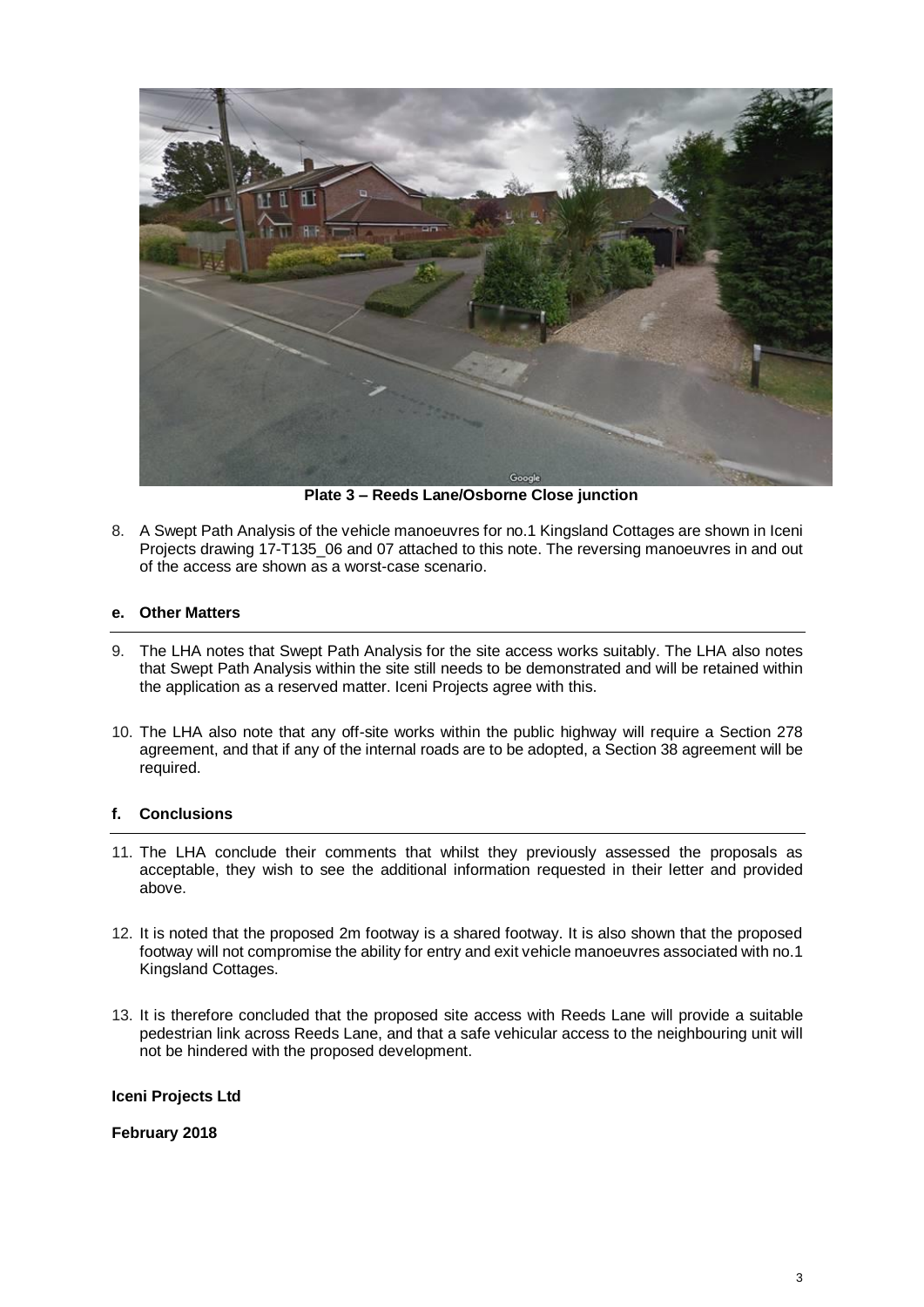**Plate 3 – Reeds Lane/Osborne Close junction**

8. A Swept Path Analysis of the vehicle manoeuvres for no.1 Kingsland Cottages are shown in Iceni Projects drawing 17-T135_06 and 07 attached to this note. The reversing manoeuvres in and out of the access are shown as a worst-case scenario.

## e. Other Matters

9. The LHA notes that Swept Path Analysis for the site access works suitably. The LHA also notes that Swept Path Analysis within the site still needs to be demonstrated and will be retained within the application as a reserved matter. Iceni Projects agree with this.

10. The LHA also note that any off-site works within the public highway will require a Section 278 agreement, and that if any of the internal roads are to be adopted, a Section 38 agreement will be required.

## f. Conclusions

11. The LHA conclude their comments that whilst they previously assessed the proposals as acceptable, they wish to see the additional information requested in their letter and provided above.

12. It is noted that the proposed 2m footway is a shared footway. It is also shown that the proposed footway will not compromise the ability for entry and exit vehicle manoeuvres associated with no.1 Kingsland Cottages.

13. It is therefore concluded that the proposed site access with Reeds Lane will provide a suitable pedestrian link across Reeds Lane, and that a safe vehicular access to the neighbouring unit will not be hindered with the proposed development.

**Iceni Projects Ltd**

**February 2018**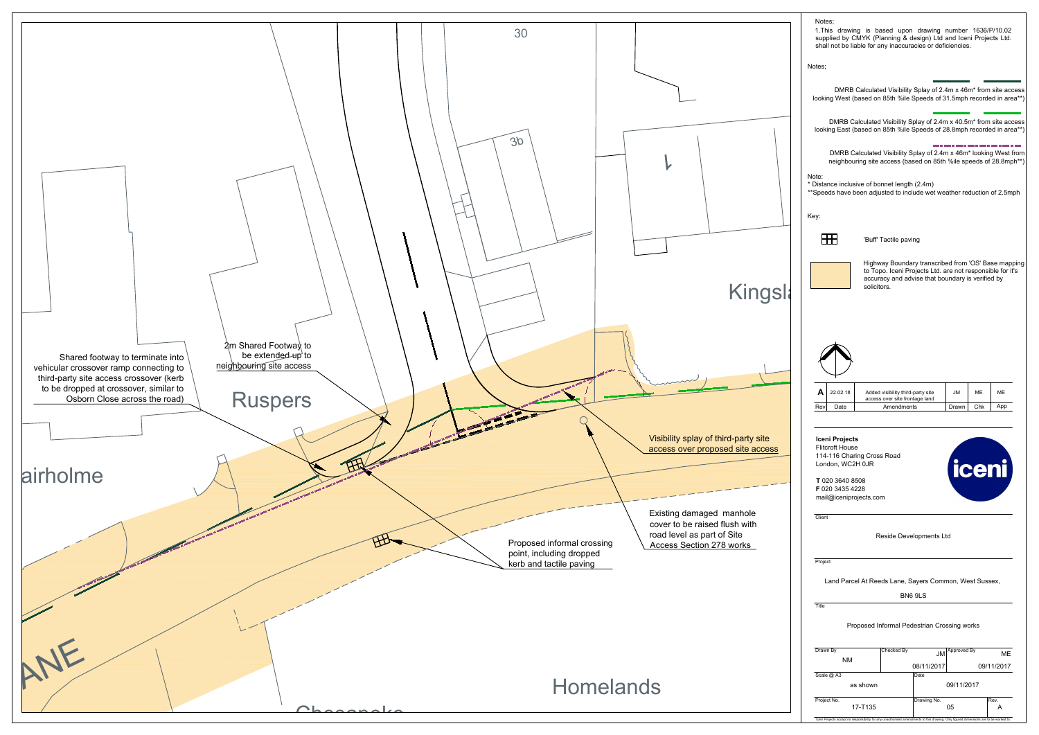30

3b

Kingsl

Ruspers

airholme

ANE

Homelands

Cheesmake

Shared footway to terminate into vehicular crossover ramp connecting to third-party site access crossover (kerb to be dropped at crossover, similar to Osborn Close across the road)

2m Shared Footway to be extended up to neighbouring site access

Visibility splay of third-party site access over proposed site access

Existing damaged manhole cover to be raised flush with road level as part of Site Access Section 278 works

Proposed informal crossing point, including dropped kerb and tactile paving

Notes;

1.This drawing is based upon drawing number 1636/P/10.02 supplied by CMYK (Planning & design) Ltd and Iceni Projects Ltd. shall not be liable for any inaccuracies or deficiencies.

Notes;

DMRB Calculated Visibility Splay of 2.4m x 46m* from site access looking West (based on 85th %ile Speeds of 31.5mph recorded in area**)

DMRB Calculated Visibility Splay of 2.4m x 40.5m* from site access looking East (based on 85th %ile Speeds of 28.8mph recorded in area**)

DMRB Calculated Visibility Splay of 2.4m x 46m* looking West from neighbouring site access (based on 85th %ile speeds of 28.8mph**)

Note:
* Distance inclusive of bonnet length (2.4m)
**Speeds have been adjusted to include wet weather reduction of 2.5mph

Key:

'Buff' Tactile paving

Highway Boundary transcribed from 'OS' Base mapping to Topo. Iceni Projects Ltd. are not responsible for it's accuracy and advise that boundary is verified by solicitors.

| Rev | Date | Amendments | Drawn | Chk | App |
|---|---|---|---|---|---|
| A | 22.02.18 | Added visibility third-party site access over site frontage land | JM | ME | ME |

**Iceni Projects**
Flitcroft House
114-116 Charing Cross Road
London, WC2H 0JR

**T** 020 3640 8508
**F** 020 3435 4228
mail@iceniprojects.com

iceni

Client

Reside Developments Ltd

Project

Land Parcel At Reeds Lane, Sayers Common, West Sussex, BN6 9LS

Title

Proposed Informal Pedestrian Crossing works

| Drawn By | Checked By | Approved By |
|---|---|---|
| NM | JM 08/11/2017 | ME 09/11/2017 |

| Scale @ A3 | Date |
|---|---|
| as shown | 09/11/2017 |

| Project No. | Drawing No. | Rev. |
|---|---|---|
| 17-T135 | 05 | A |

Iceni Projects accept no responsibility for any unauthorised amendments to this drawing. Only figured dimensions are to be worked to.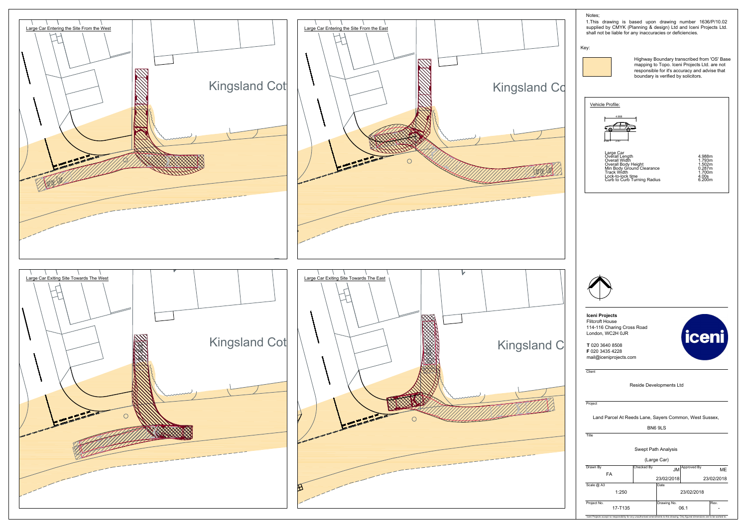Large Car Entering the Site From the West

Kingsland Cot

Large Car Entering the Site From the East

Kingsland Co

Large Car Exiting Site Towards The West

Kingsland Cot

Large Car Exiting Site Towards The East

Kingsland C

Notes;

1.This drawing is based upon drawing number 1636/P/10.02 supplied by CMYK (Planning & design) Ltd and Iceni Projects Ltd. shall not be liable for any inaccuracies or deficiencies.

Key:

Highway Boundary transcribed from 'OS' Base mapping to Topo. Iceni Projects Ltd. are not responsible for it's accuracy and advise that boundary is verified by solicitors.

Vehicle Profile:

| Large Car | |
|---|---|
| Overall Length | 4.988m |
| Overall Width | 1.793m |
| Overall Body Height | 1.502m |
| Min Body Ground Clearance | 0.287m |
| Track Width | 1.700m |
| Lock-to-lock time | 4.00s |
| Curb to Curb Turning Radius | 6.200m |

**Iceni Projects**
Flitcroft House
114-116 Charing Cross Road
London, WC2H 0JR

**T** 020 3640 8508
**F** 020 3435 4228
mail@iceniprojects.com

Client

Reside Developments Ltd

Project

Land Parcel At Reeds Lane, Sayers Common, West Sussex, BN6 9LS

Title

Swept Path Analysis

(Large Car)

| Drawn By | Checked By | Approved By |
|---|---|---|
| FA | JM 23/02/2018 | ME 23/02/2018 |

| Scale @ A3 | Date |
|---|---|
| 1:250 | 23/02/2018 |

| Project No. | Drawing No. | Rev. |
|---|---|---|
| 17-T135 | 06.1 | - |

Iceni Projects accepts no responsibility for any unauthorised amendments to this drawing. Only figured dimensions are to be worked to.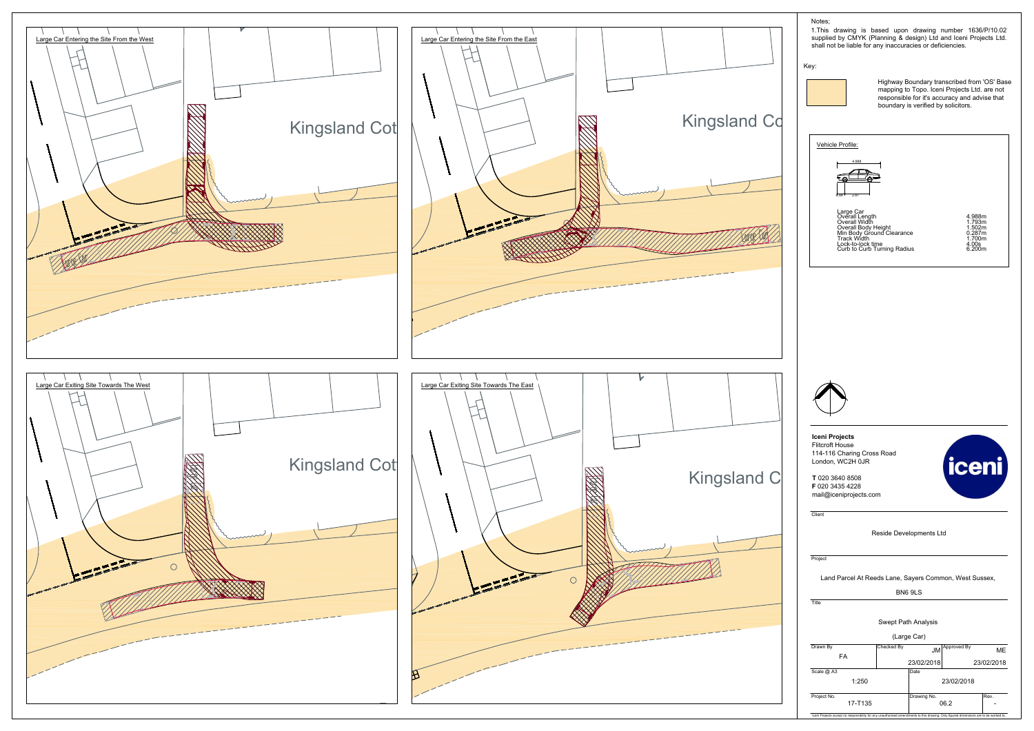Large Car Entering the Site From the West

Kingsland Cot

Large Car Entering the Site From the East

Kingsland Co

Large Car Exiting Site Towards The West

Kingsland Cot

Large Car Exiting Site Towards The East

Kingsland C

Notes;

1.This drawing is based upon drawing number 1636/P/10.02 supplied by CMYK (Planning & design) Ltd and Iceni Projects Ltd. shall not be liable for any inaccuracies or deficiencies.

Key:

Highway Boundary transcribed from 'OS' Base mapping to Topo. Iceni Projects Ltd. are not responsible for it's accuracy and advise that boundary is verified by solicitors.

Vehicle Profile:

Large Car

| | |
|---|---|
| Overall Length | 4.988m |
| Overall Width | 1.793m |
| Overall Body Height | 1.502m |
| Min Body Ground Clearance | 0.287m |
| Track Width | 1.700m |
| Lock-to-lock time | 4.00s |
| Curb to Curb Turning Radius | 6.200m |

**Iceni Projects**
Flitcroft House
114-116 Charing Cross Road
London, WC2H 0JR

**T** 020 3640 8508
**F** 020 3435 4228
mail@iceniprojects.com

Client

Reside Developments Ltd

Project

Land Parcel At Reeds Lane, Sayers Common, West Sussex, BN6 9LS

Title

Swept Path Analysis

(Large Car)

| Drawn By | Checked By | Approved By |
|---|---|---|
| FA | JM 23/02/2018 | ME 23/02/2018 |

| Scale @ A3 | Date |
|---|---|
| 1:250 | 23/02/2018 |

| Project No. | Drawing No. | Rev. |
|---|---|---|
| 17-T135 | 06.2 | - |

Iceni Projects accepts no responsibility for any unauthorised amendments to this drawing. Only figured dimensions are to be worked to.